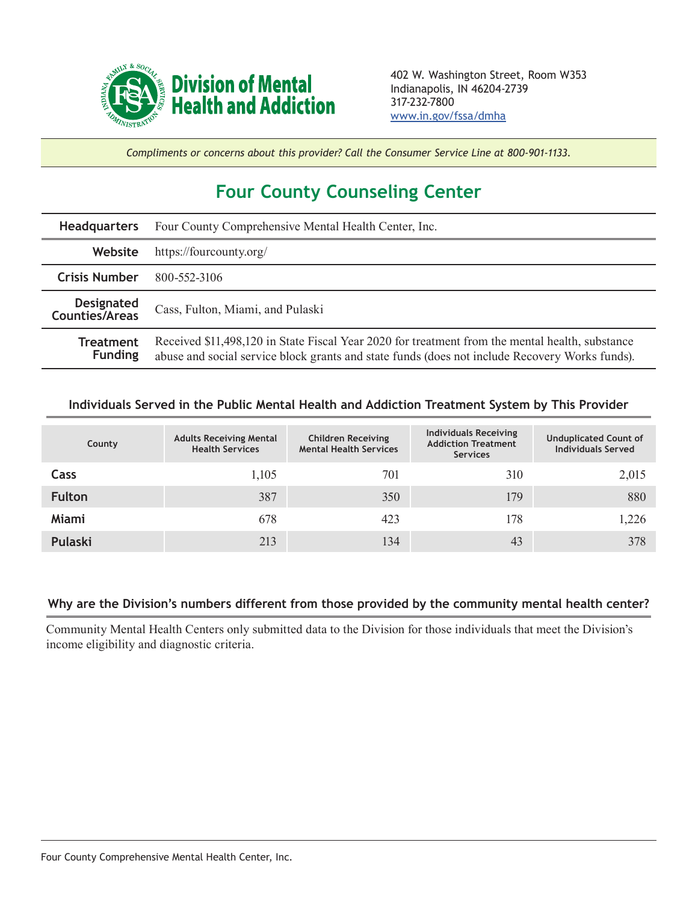**Division of Mental Health and Addiction**

402 W. Washington Street, Room W353
Indianapolis, IN 46204-2739
317-232-7800
www.in.gov/fssa/dmha

*Compliments or concerns about this provider? Call the Consumer Service Line at 800-901-1133.*

# Four County Counseling Center

| | |
|---|---|
| **Headquarters** | Four County Comprehensive Mental Health Center, Inc. |
| **Website** | https://fourcounty.org/ |
| **Crisis Number** | 800-552-3106 |
| **Designated Counties/Areas** | Cass, Fulton, Miami, and Pulaski |
| **Treatment Funding** | Received $11,498,120 in State Fiscal Year 2020 for treatment from the mental health, substance abuse and social service block grants and state funds (does not include Recovery Works funds). |

## Individuals Served in the Public Mental Health and Addiction Treatment System by This Provider

| County | Adults Receiving Mental Health Services | Children Receiving Mental Health Services | Individuals Receiving Addiction Treatment Services | Unduplicated Count of Individuals Served |
|---|---|---|---|---|
| **Cass** | 1,105 | 701 | 310 | 2,015 |
| **Fulton** | 387 | 350 | 179 | 880 |
| **Miami** | 678 | 423 | 178 | 1,226 |
| **Pulaski** | 213 | 134 | 43 | 378 |

## Why are the Division's numbers different from those provided by the community mental health center?

Community Mental Health Centers only submitted data to the Division for those individuals that meet the Division's income eligibility and diagnostic criteria.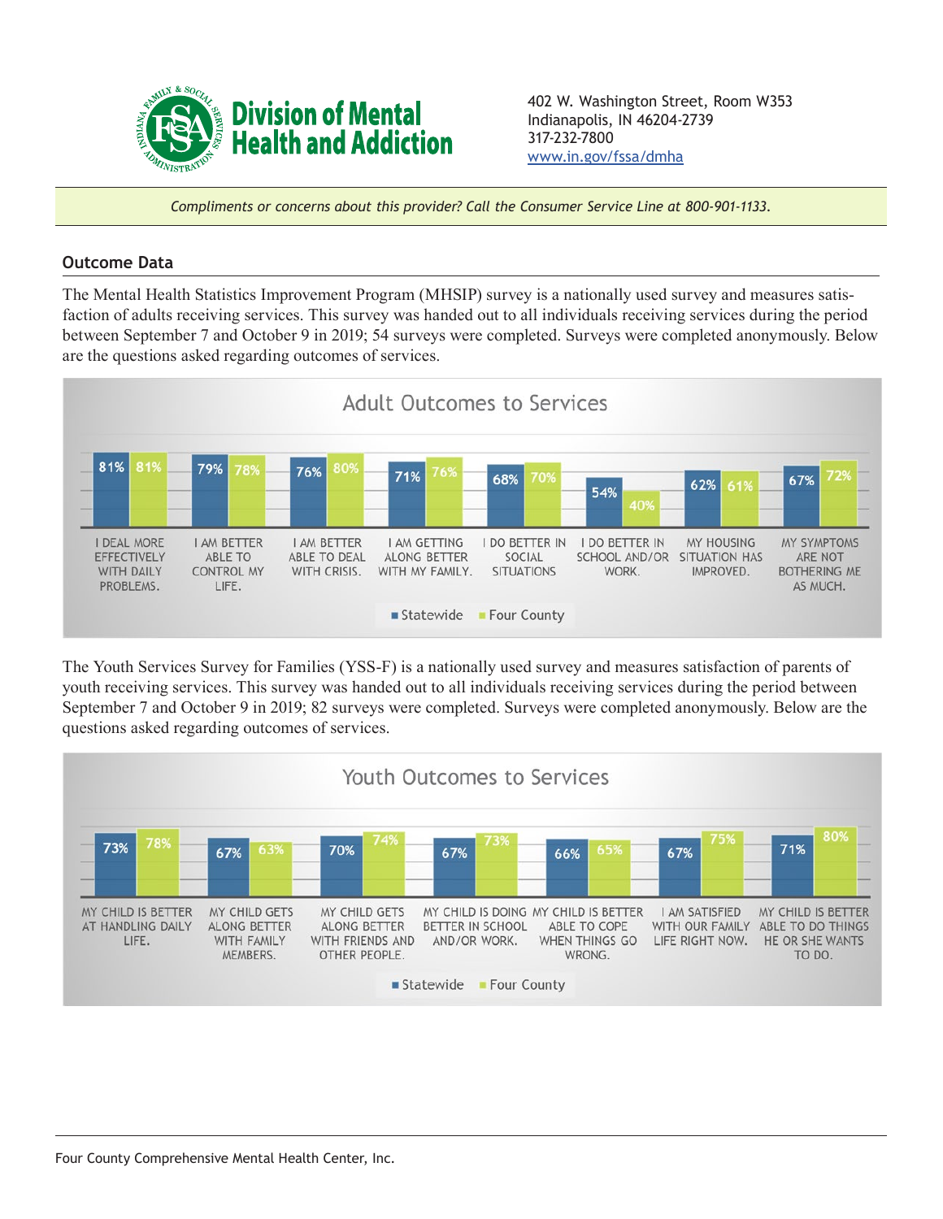Division of Mental Health and Addiction

402 W. Washington Street, Room W353
Indianapolis, IN 46204-2739
317-232-7800
www.in.gov/fssa/dmha

*Compliments or concerns about this provider? Call the Consumer Service Line at 800-901-1133.*

## Outcome Data

The Mental Health Statistics Improvement Program (MHSIP) survey is a nationally used survey and measures satisfaction of adults receiving services. This survey was handed out to all individuals receiving services during the period between September 7 and October 9 in 2019; 54 surveys were completed. Surveys were completed anonymously. Below are the questions asked regarding outcomes of services.

Adult Outcomes to Services

I DEAL MORE EFFECTIVELY WITH DAILY PROBLEMS. 81% 81%
I AM BETTER ABLE TO CONTROL MY LIFE. 79% 78%
I AM BETTER ABLE TO DEAL WITH CRISIS. 76% 80%
I AM GETTING ALONG BETTER WITH MY FAMILY. 71% 76%
I DO BETTER IN SOCIAL SITUATIONS 68% 70%
I DO BETTER IN SCHOOL AND/OR WORK. 54% 40%
MY HOUSING SITUATION HAS IMPROVED. 62% 61%
MY SYMPTOMS ARE NOT BOTHERING ME AS MUCH. 67% 72%

Statewide
Four County

The Youth Services Survey for Families (YSS-F) is a nationally used survey and measures satisfaction of parents of youth receiving services. This survey was handed out to all individuals receiving services during the period between September 7 and October 9 in 2019; 82 surveys were completed. Surveys were completed anonymously. Below are the questions asked regarding outcomes of services.

Youth Outcomes to Services

MY CHILD IS BETTER AT HANDLING DAILY LIFE. 73% 78%
MY CHILD GETS ALONG BETTER WITH FAMILY MEMBERS. 67% 63%
MY CHILD GETS ALONG BETTER WITH FRIENDS AND OTHER PEOPLE. 70% 74%
MY CHILD IS DOING BETTER IN SCHOOL AND/OR WORK. 67% 73%
MY CHILD IS BETTER ABLE TO COPE WHEN THINGS GO WRONG. 66% 65%
I AM SATISFIED WITH OUR FAMILY LIFE RIGHT NOW. 67% 75%
MY CHILD IS BETTER ABLE TO DO THINGS HE OR SHE WANTS TO DO. 71% 80%

Statewide
Four County

Four County Comprehensive Mental Health Center, Inc.